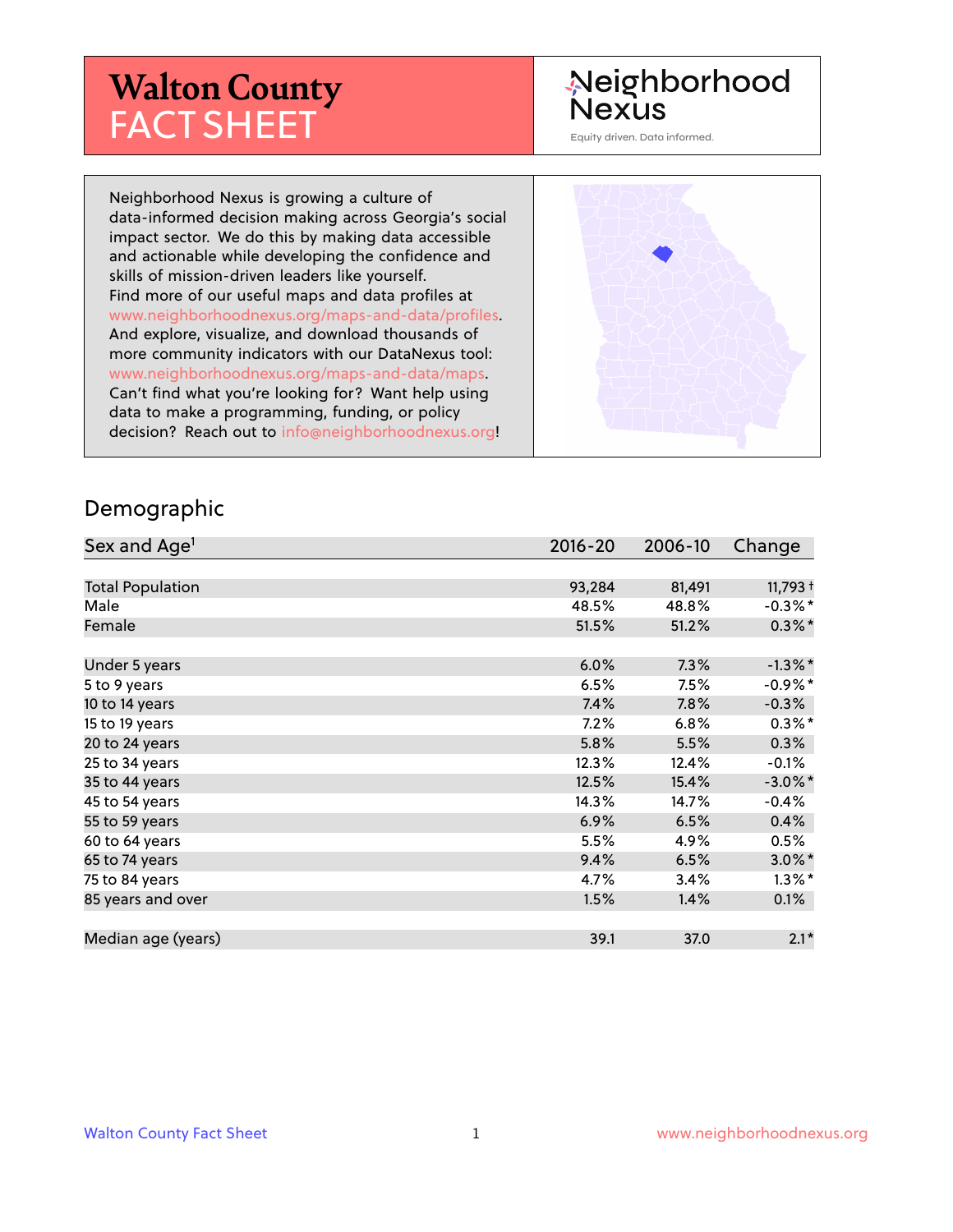# Walton County FACT SHEET

Neighborhood Nexus

Equity driven. Data informed.

Neighborhood Nexus is growing a culture of data-informed decision making across Georgia's social impact sector. We do this by making data accessible and actionable while developing the confidence and skills of mission-driven leaders like yourself. Find more of our useful maps and data profiles at www.neighborhoodnexus.org/maps-and-data/profiles. And explore, visualize, and download thousands of more community indicators with our DataNexus tool: www.neighborhoodnexus.org/maps-and-data/maps. Can't find what you're looking for? Want help using data to make a programming, funding, or policy decision? Reach out to info@neighborhoodnexus.org!

## Demographic

| Sex and Age[1] | 2016-20 | 2006-10 | Change |
|---|---|---|---|
| Total Population | 93,284 | 81,491 | 11,793 † |
| Male | 48.5% | 48.8% | -0.3%* |
| Female | 51.5% | 51.2% | 0.3%* |
| Under 5 years | 6.0% | 7.3% | -1.3%* |
| 5 to 9 years | 6.5% | 7.5% | -0.9%* |
| 10 to 14 years | 7.4% | 7.8% | -0.3% |
| 15 to 19 years | 7.2% | 6.8% | 0.3%* |
| 20 to 24 years | 5.8% | 5.5% | 0.3% |
| 25 to 34 years | 12.3% | 12.4% | -0.1% |
| 35 to 44 years | 12.5% | 15.4% | -3.0%* |
| 45 to 54 years | 14.3% | 14.7% | -0.4% |
| 55 to 59 years | 6.9% | 6.5% | 0.4% |
| 60 to 64 years | 5.5% | 4.9% | 0.5% |
| 65 to 74 years | 9.4% | 6.5% | 3.0%* |
| 75 to 84 years | 4.7% | 3.4% | 1.3%* |
| 85 years and over | 1.5% | 1.4% | 0.1% |
| Median age (years) | 39.1 | 37.0 | 2.1* |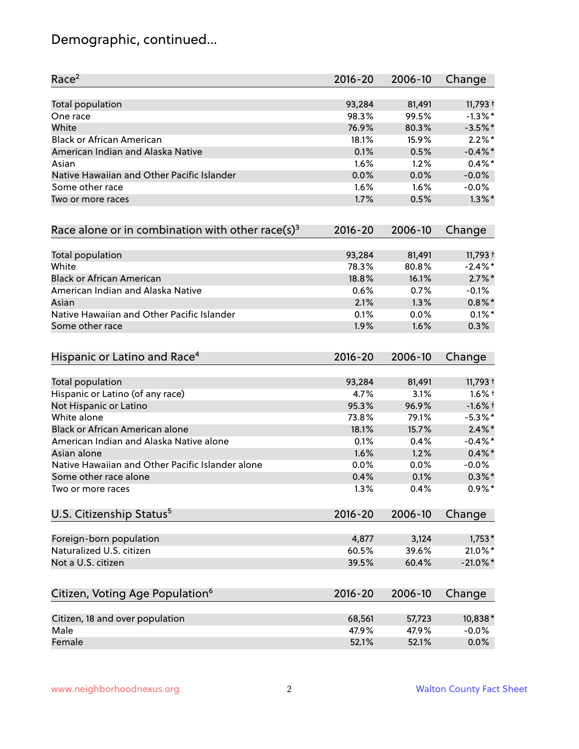# Demographic, continued...

| Race[2] | 2016-20 | 2006-10 | Change |
|---|---|---|---|
| Total population | 93,284 | 81,491 | 11,793 † |
| One race | 98.3% | 99.5% | -1.3% * |
| White | 76.9% | 80.3% | -3.5% * |
| Black or African American | 18.1% | 15.9% | 2.2% * |
| American Indian and Alaska Native | 0.1% | 0.5% | -0.4% * |
| Asian | 1.6% | 1.2% | 0.4% * |
| Native Hawaiian and Other Pacific Islander | 0.0% | 0.0% | -0.0% |
| Some other race | 1.6% | 1.6% | -0.0% |
| Two or more races | 1.7% | 0.5% | 1.3% * |

| Race alone or in combination with other race(s)[3] | 2016-20 | 2006-10 | Change |
|---|---|---|---|
| Total population | 93,284 | 81,491 | 11,793 † |
| White | 78.3% | 80.8% | -2.4% * |
| Black or African American | 18.8% | 16.1% | 2.7% * |
| American Indian and Alaska Native | 0.6% | 0.7% | -0.1% |
| Asian | 2.1% | 1.3% | 0.8% * |
| Native Hawaiian and Other Pacific Islander | 0.1% | 0.0% | 0.1% * |
| Some other race | 1.9% | 1.6% | 0.3% |

| Hispanic or Latino and Race[4] | 2016-20 | 2006-10 | Change |
|---|---|---|---|
| Total population | 93,284 | 81,491 | 11,793 † |
| Hispanic or Latino (of any race) | 4.7% | 3.1% | 1.6% † |
| Not Hispanic or Latino | 95.3% | 96.9% | -1.6% † |
| White alone | 73.8% | 79.1% | -5.3% * |
| Black or African American alone | 18.1% | 15.7% | 2.4% * |
| American Indian and Alaska Native alone | 0.1% | 0.4% | -0.4% * |
| Asian alone | 1.6% | 1.2% | 0.4% * |
| Native Hawaiian and Other Pacific Islander alone | 0.0% | 0.0% | -0.0% |
| Some other race alone | 0.4% | 0.1% | 0.3% * |
| Two or more races | 1.3% | 0.4% | 0.9% * |

| U.S. Citizenship Status[5] | 2016-20 | 2006-10 | Change |
|---|---|---|---|
| Foreign-born population | 4,877 | 3,124 | 1,753 * |
| Naturalized U.S. citizen | 60.5% | 39.6% | 21.0% * |
| Not a U.S. citizen | 39.5% | 60.4% | -21.0% * |

| Citizen, Voting Age Population[6] | 2016-20 | 2006-10 | Change |
|---|---|---|---|
| Citizen, 18 and over population | 68,561 | 57,723 | 10,838 * |
| Male | 47.9% | 47.9% | -0.0% |
| Female | 52.1% | 52.1% | 0.0% |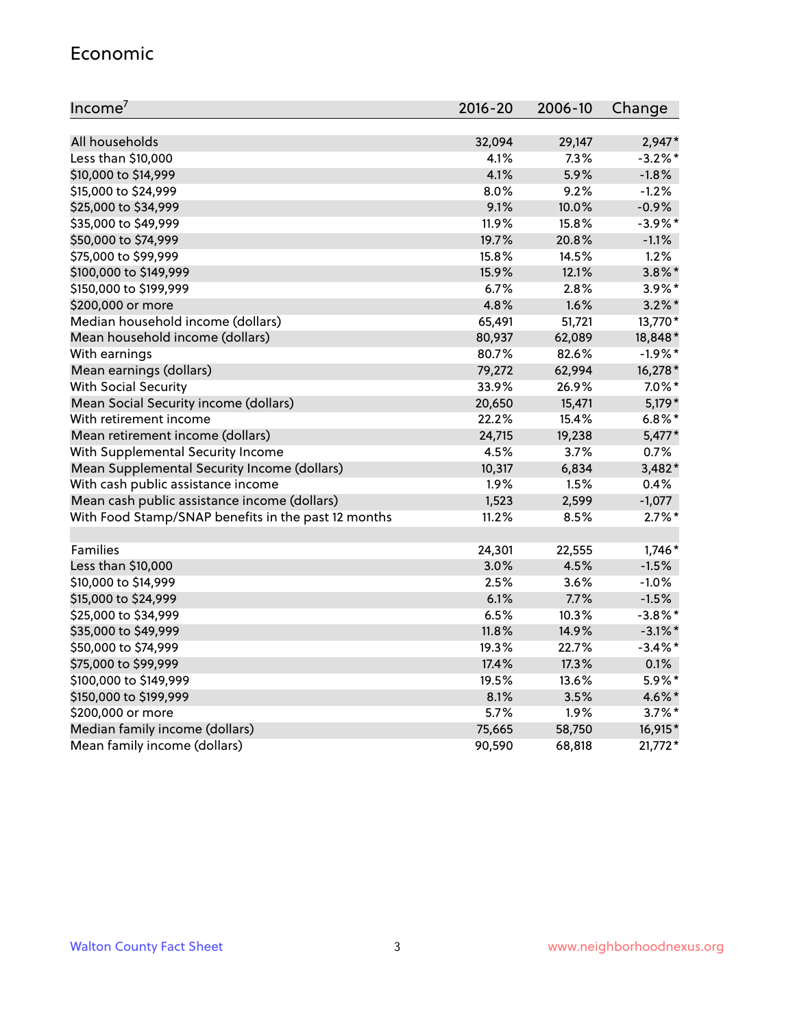## Economic

| Income[7] | 2016-20 | 2006-10 | Change |
|---|---|---|---|
| All households | 32,094 | 29,147 | 2,947* |
| Less than $10,000 | 4.1% | 7.3% | -3.2%* |
| $10,000 to $14,999 | 4.1% | 5.9% | -1.8% |
| $15,000 to $24,999 | 8.0% | 9.2% | -1.2% |
| $25,000 to $34,999 | 9.1% | 10.0% | -0.9% |
| $35,000 to $49,999 | 11.9% | 15.8% | -3.9%* |
| $50,000 to $74,999 | 19.7% | 20.8% | -1.1% |
| $75,000 to $99,999 | 15.8% | 14.5% | 1.2% |
| $100,000 to $149,999 | 15.9% | 12.1% | 3.8%* |
| $150,000 to $199,999 | 6.7% | 2.8% | 3.9%* |
| $200,000 or more | 4.8% | 1.6% | 3.2%* |
| Median household income (dollars) | 65,491 | 51,721 | 13,770* |
| Mean household income (dollars) | 80,937 | 62,089 | 18,848* |
| With earnings | 80.7% | 82.6% | -1.9%* |
| Mean earnings (dollars) | 79,272 | 62,994 | 16,278* |
| With Social Security | 33.9% | 26.9% | 7.0%* |
| Mean Social Security income (dollars) | 20,650 | 15,471 | 5,179* |
| With retirement income | 22.2% | 15.4% | 6.8%* |
| Mean retirement income (dollars) | 24,715 | 19,238 | 5,477* |
| With Supplemental Security Income | 4.5% | 3.7% | 0.7% |
| Mean Supplemental Security Income (dollars) | 10,317 | 6,834 | 3,482* |
| With cash public assistance income | 1.9% | 1.5% | 0.4% |
| Mean cash public assistance income (dollars) | 1,523 | 2,599 | -1,077 |
| With Food Stamp/SNAP benefits in the past 12 months | 11.2% | 8.5% | 2.7%* |
| | | | |
| Families | 24,301 | 22,555 | 1,746* |
| Less than $10,000 | 3.0% | 4.5% | -1.5% |
| $10,000 to $14,999 | 2.5% | 3.6% | -1.0% |
| $15,000 to $24,999 | 6.1% | 7.7% | -1.5% |
| $25,000 to $34,999 | 6.5% | 10.3% | -3.8%* |
| $35,000 to $49,999 | 11.8% | 14.9% | -3.1%* |
| $50,000 to $74,999 | 19.3% | 22.7% | -3.4%* |
| $75,000 to $99,999 | 17.4% | 17.3% | 0.1% |
| $100,000 to $149,999 | 19.5% | 13.6% | 5.9%* |
| $150,000 to $199,999 | 8.1% | 3.5% | 4.6%* |
| $200,000 or more | 5.7% | 1.9% | 3.7%* |
| Median family income (dollars) | 75,665 | 58,750 | 16,915* |
| Mean family income (dollars) | 90,590 | 68,818 | 21,772* |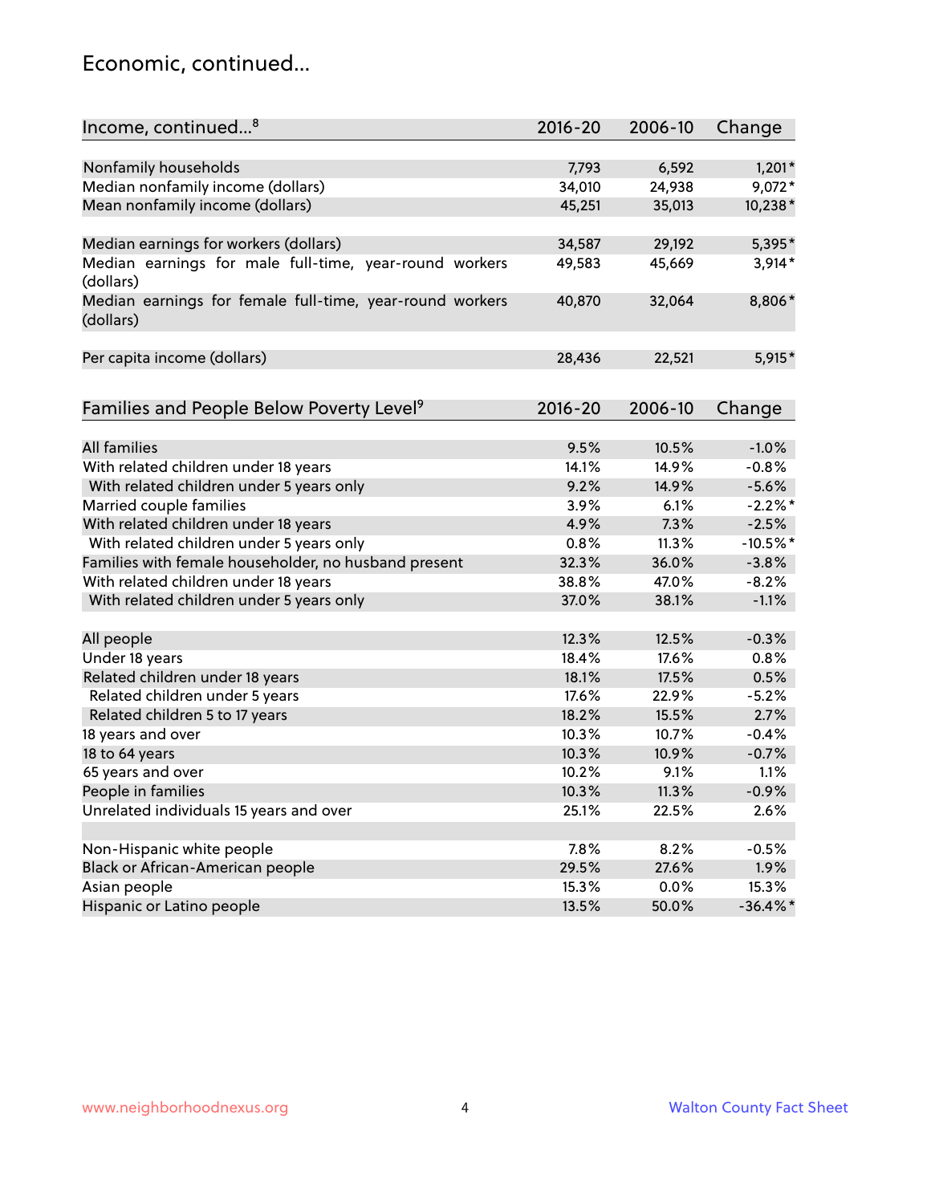## Economic, continued...

| Income, continued...[8] | 2016-20 | 2006-10 | Change |
|---|---|---|---|
| Nonfamily households | 7,793 | 6,592 | 1,201* |
| Median nonfamily income (dollars) | 34,010 | 24,938 | 9,072* |
| Mean nonfamily income (dollars) | 45,251 | 35,013 | 10,238* |
| Median earnings for workers (dollars) | 34,587 | 29,192 | 5,395* |
| Median earnings for male full-time, year-round workers (dollars) | 49,583 | 45,669 | 3,914* |
| Median earnings for female full-time, year-round workers (dollars) | 40,870 | 32,064 | 8,806* |
| Per capita income (dollars) | 28,436 | 22,521 | 5,915* |

| Families and People Below Poverty Level[9] | 2016-20 | 2006-10 | Change |
|---|---|---|---|
| All families | 9.5% | 10.5% | -1.0% |
| With related children under 18 years | 14.1% | 14.9% | -0.8% |
| With related children under 5 years only | 9.2% | 14.9% | -5.6% |
| Married couple families | 3.9% | 6.1% | -2.2%* |
| With related children under 18 years | 4.9% | 7.3% | -2.5% |
| With related children under 5 years only | 0.8% | 11.3% | -10.5%* |
| Families with female householder, no husband present | 32.3% | 36.0% | -3.8% |
| With related children under 18 years | 38.8% | 47.0% | -8.2% |
| With related children under 5 years only | 37.0% | 38.1% | -1.1% |
| All people | 12.3% | 12.5% | -0.3% |
| Under 18 years | 18.4% | 17.6% | 0.8% |
| Related children under 18 years | 18.1% | 17.5% | 0.5% |
| Related children under 5 years | 17.6% | 22.9% | -5.2% |
| Related children 5 to 17 years | 18.2% | 15.5% | 2.7% |
| 18 years and over | 10.3% | 10.7% | -0.4% |
| 18 to 64 years | 10.3% | 10.9% | -0.7% |
| 65 years and over | 10.2% | 9.1% | 1.1% |
| People in families | 10.3% | 11.3% | -0.9% |
| Unrelated individuals 15 years and over | 25.1% | 22.5% | 2.6% |
| Non-Hispanic white people | 7.8% | 8.2% | -0.5% |
| Black or African-American people | 29.5% | 27.6% | 1.9% |
| Asian people | 15.3% | 0.0% | 15.3% |
| Hispanic or Latino people | 13.5% | 50.0% | -36.4%* |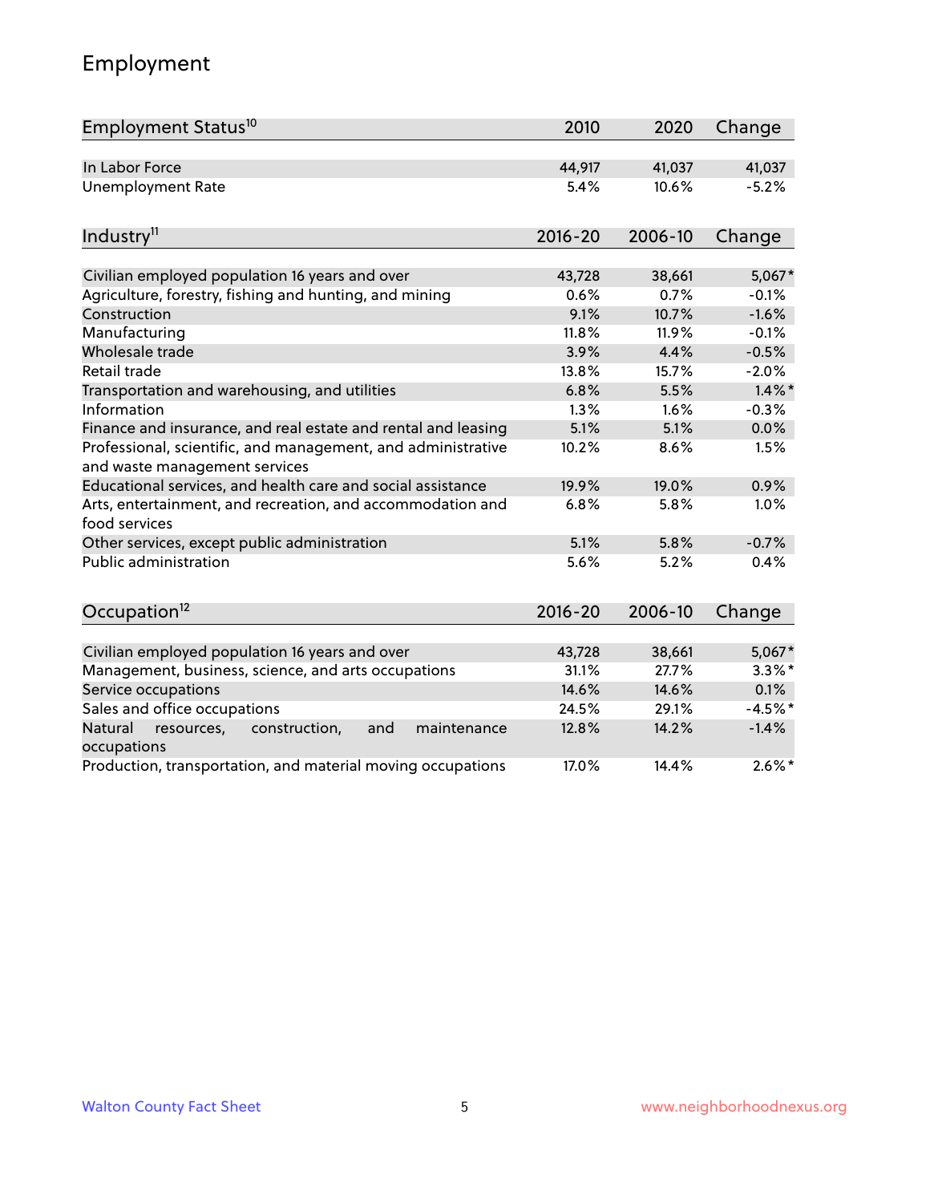# Employment

| Employment Status[10] | 2010 | 2020 | Change |
|---|---|---|---|
| In Labor Force | 44,917 | 41,037 | 41,037 |
| Unemployment Rate | 5.4% | 10.6% | -5.2% |

| Industry[11] | 2016-20 | 2006-10 | Change |
|---|---|---|---|
| Civilian employed population 16 years and over | 43,728 | 38,661 | 5,067* |
| Agriculture, forestry, fishing and hunting, and mining | 0.6% | 0.7% | -0.1% |
| Construction | 9.1% | 10.7% | -1.6% |
| Manufacturing | 11.8% | 11.9% | -0.1% |
| Wholesale trade | 3.9% | 4.4% | -0.5% |
| Retail trade | 13.8% | 15.7% | -2.0% |
| Transportation and warehousing, and utilities | 6.8% | 5.5% | 1.4%* |
| Information | 1.3% | 1.6% | -0.3% |
| Finance and insurance, and real estate and rental and leasing | 5.1% | 5.1% | 0.0% |
| Professional, scientific, and management, and administrative and waste management services | 10.2% | 8.6% | 1.5% |
| Educational services, and health care and social assistance | 19.9% | 19.0% | 0.9% |
| Arts, entertainment, and recreation, and accommodation and food services | 6.8% | 5.8% | 1.0% |
| Other services, except public administration | 5.1% | 5.8% | -0.7% |
| Public administration | 5.6% | 5.2% | 0.4% |

| Occupation[12] | 2016-20 | 2006-10 | Change |
|---|---|---|---|
| Civilian employed population 16 years and over | 43,728 | 38,661 | 5,067* |
| Management, business, science, and arts occupations | 31.1% | 27.7% | 3.3%* |
| Service occupations | 14.6% | 14.6% | 0.1% |
| Sales and office occupations | 24.5% | 29.1% | -4.5%* |
| Natural resources, construction, and maintenance occupations | 12.8% | 14.2% | -1.4% |
| Production, transportation, and material moving occupations | 17.0% | 14.4% | 2.6%* |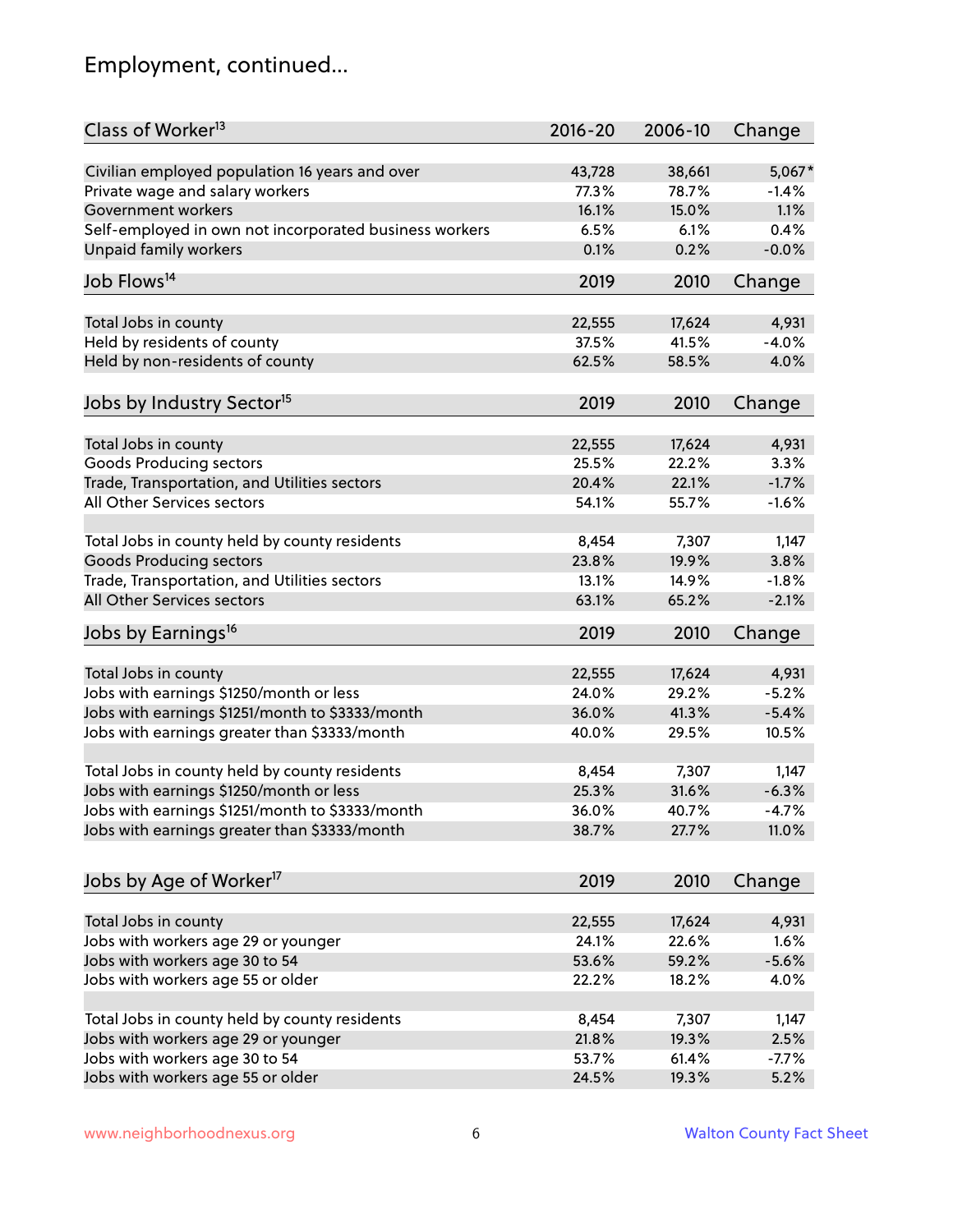# Employment, continued...

| Class of Worker[13] | 2016-20 | 2006-10 | Change |
|---|---|---|---|
| Civilian employed population 16 years and over | 43,728 | 38,661 | 5,067* |
| Private wage and salary workers | 77.3% | 78.7% | -1.4% |
| Government workers | 16.1% | 15.0% | 1.1% |
| Self-employed in own not incorporated business workers | 6.5% | 6.1% | 0.4% |
| Unpaid family workers | 0.1% | 0.2% | -0.0% |

| Job Flows[14] | 2019 | 2010 | Change |
|---|---|---|---|
| Total Jobs in county | 22,555 | 17,624 | 4,931 |
| Held by residents of county | 37.5% | 41.5% | -4.0% |
| Held by non-residents of county | 62.5% | 58.5% | 4.0% |

| Jobs by Industry Sector[15] | 2019 | 2010 | Change |
|---|---|---|---|
| Total Jobs in county | 22,555 | 17,624 | 4,931 |
| Goods Producing sectors | 25.5% | 22.2% | 3.3% |
| Trade, Transportation, and Utilities sectors | 20.4% | 22.1% | -1.7% |
| All Other Services sectors | 54.1% | 55.7% | -1.6% |
| | | | |
| Total Jobs in county held by county residents | 8,454 | 7,307 | 1,147 |
| Goods Producing sectors | 23.8% | 19.9% | 3.8% |
| Trade, Transportation, and Utilities sectors | 13.1% | 14.9% | -1.8% |
| All Other Services sectors | 63.1% | 65.2% | -2.1% |

| Jobs by Earnings[16] | 2019 | 2010 | Change |
|---|---|---|---|
| Total Jobs in county | 22,555 | 17,624 | 4,931 |
| Jobs with earnings $1250/month or less | 24.0% | 29.2% | -5.2% |
| Jobs with earnings $1251/month to $3333/month | 36.0% | 41.3% | -5.4% |
| Jobs with earnings greater than $3333/month | 40.0% | 29.5% | 10.5% |
| | | | |
| Total Jobs in county held by county residents | 8,454 | 7,307 | 1,147 |
| Jobs with earnings $1250/month or less | 25.3% | 31.6% | -6.3% |
| Jobs with earnings $1251/month to $3333/month | 36.0% | 40.7% | -4.7% |
| Jobs with earnings greater than $3333/month | 38.7% | 27.7% | 11.0% |

| Jobs by Age of Worker[17] | 2019 | 2010 | Change |
|---|---|---|---|
| Total Jobs in county | 22,555 | 17,624 | 4,931 |
| Jobs with workers age 29 or younger | 24.1% | 22.6% | 1.6% |
| Jobs with workers age 30 to 54 | 53.6% | 59.2% | -5.6% |
| Jobs with workers age 55 or older | 22.2% | 18.2% | 4.0% |
| | | | |
| Total Jobs in county held by county residents | 8,454 | 7,307 | 1,147 |
| Jobs with workers age 29 or younger | 21.8% | 19.3% | 2.5% |
| Jobs with workers age 30 to 54 | 53.7% | 61.4% | -7.7% |
| Jobs with workers age 55 or older | 24.5% | 19.3% | 5.2% |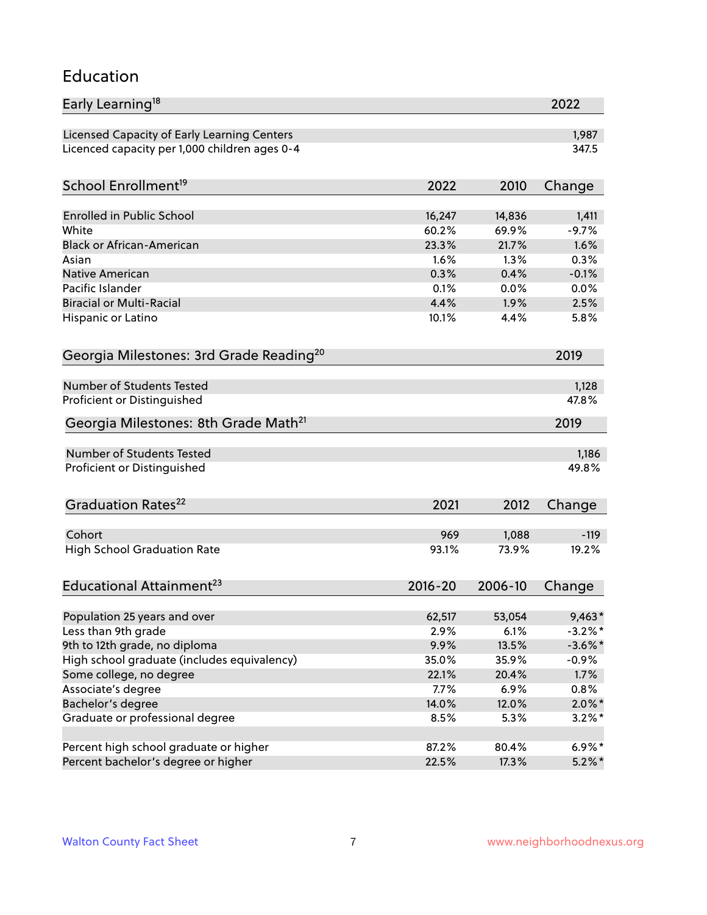## Education

| Early Learning[18] | 2022 |
|---|---|
| Licensed Capacity of Early Learning Centers | 1,987 |
| Licenced capacity per 1,000 children ages 0-4 | 347.5 |

| School Enrollment[19] | 2022 | 2010 | Change |
|---|---|---|---|
| Enrolled in Public School | 16,247 | 14,836 | 1,411 |
| White | 60.2% | 69.9% | -9.7% |
| Black or African-American | 23.3% | 21.7% | 1.6% |
| Asian | 1.6% | 1.3% | 0.3% |
| Native American | 0.3% | 0.4% | -0.1% |
| Pacific Islander | 0.1% | 0.0% | 0.0% |
| Biracial or Multi-Racial | 4.4% | 1.9% | 2.5% |
| Hispanic or Latino | 10.1% | 4.4% | 5.8% |

| Georgia Milestones: 3rd Grade Reading[20] | 2019 |
|---|---|
| Number of Students Tested | 1,128 |
| Proficient or Distinguished | 47.8% |

| Georgia Milestones: 8th Grade Math[21] | 2019 |
|---|---|
| Number of Students Tested | 1,186 |
| Proficient or Distinguished | 49.8% |

| Graduation Rates[22] | 2021 | 2012 | Change |
|---|---|---|---|
| Cohort | 969 | 1,088 | -119 |
| High School Graduation Rate | 93.1% | 73.9% | 19.2% |

| Educational Attainment[23] | 2016-20 | 2006-10 | Change |
|---|---|---|---|
| Population 25 years and over | 62,517 | 53,054 | 9,463* |
| Less than 9th grade | 2.9% | 6.1% | -3.2%* |
| 9th to 12th grade, no diploma | 9.9% | 13.5% | -3.6%* |
| High school graduate (includes equivalency) | 35.0% | 35.9% | -0.9% |
| Some college, no degree | 22.1% | 20.4% | 1.7% |
| Associate's degree | 7.7% | 6.9% | 0.8% |
| Bachelor's degree | 14.0% | 12.0% | 2.0%* |
| Graduate or professional degree | 8.5% | 5.3% | 3.2%* |
| | | | |
| Percent high school graduate or higher | 87.2% | 80.4% | 6.9%* |
| Percent bachelor's degree or higher | 22.5% | 17.3% | 5.2%* |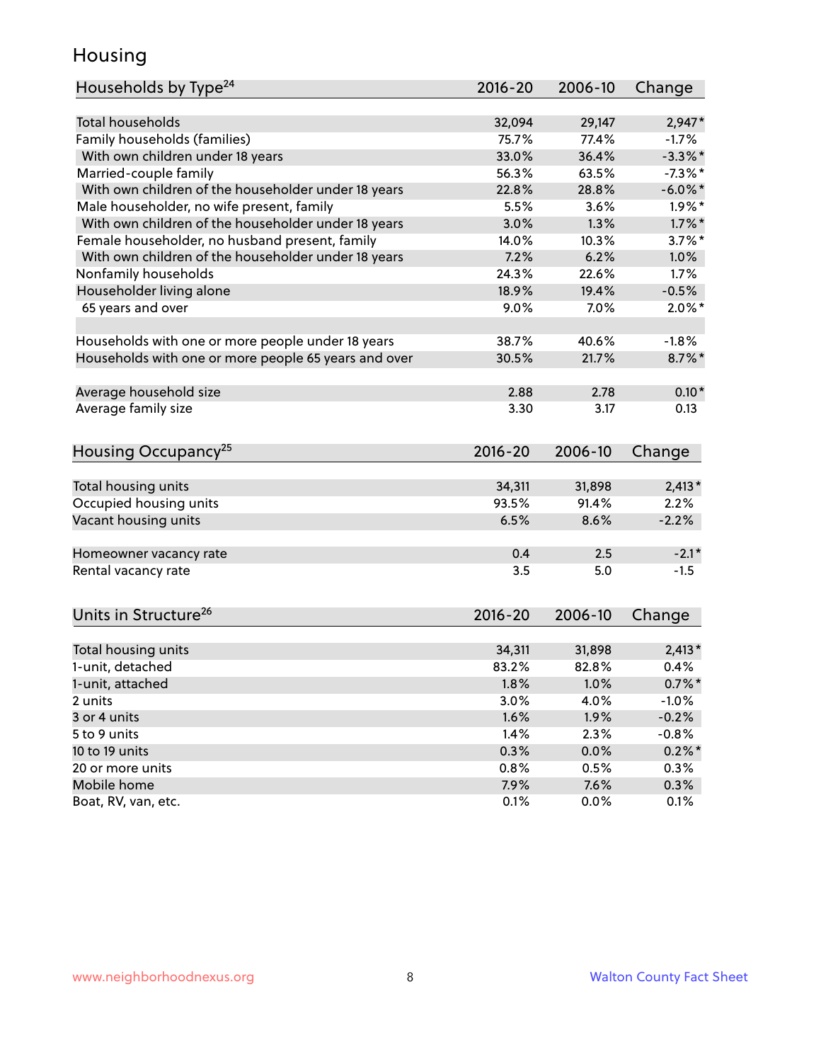## Housing

| Households by Type[24] | 2016-20 | 2006-10 | Change |
|---|---|---|---|
| Total households | 32,094 | 29,147 | 2,947* |
| Family households (families) | 75.7% | 77.4% | -1.7% |
| With own children under 18 years | 33.0% | 36.4% | -3.3%* |
| Married-couple family | 56.3% | 63.5% | -7.3%* |
| With own children of the householder under 18 years | 22.8% | 28.8% | -6.0%* |
| Male householder, no wife present, family | 5.5% | 3.6% | 1.9%* |
| With own children of the householder under 18 years | 3.0% | 1.3% | 1.7%* |
| Female householder, no husband present, family | 14.0% | 10.3% | 3.7%* |
| With own children of the householder under 18 years | 7.2% | 6.2% | 1.0% |
| Nonfamily households | 24.3% | 22.6% | 1.7% |
| Householder living alone | 18.9% | 19.4% | -0.5% |
| 65 years and over | 9.0% | 7.0% | 2.0%* |
| | | | |
| Households with one or more people under 18 years | 38.7% | 40.6% | -1.8% |
| Households with one or more people 65 years and over | 30.5% | 21.7% | 8.7%* |
| | | | |
| Average household size | 2.88 | 2.78 | 0.10* |
| Average family size | 3.30 | 3.17 | 0.13 |

| Housing Occupancy[25] | 2016-20 | 2006-10 | Change |
|---|---|---|---|
| Total housing units | 34,311 | 31,898 | 2,413* |
| Occupied housing units | 93.5% | 91.4% | 2.2% |
| Vacant housing units | 6.5% | 8.6% | -2.2% |
| | | | |
| Homeowner vacancy rate | 0.4 | 2.5 | -2.1* |
| Rental vacancy rate | 3.5 | 5.0 | -1.5 |

| Units in Structure[26] | 2016-20 | 2006-10 | Change |
|---|---|---|---|
| Total housing units | 34,311 | 31,898 | 2,413* |
| 1-unit, detached | 83.2% | 82.8% | 0.4% |
| 1-unit, attached | 1.8% | 1.0% | 0.7%* |
| 2 units | 3.0% | 4.0% | -1.0% |
| 3 or 4 units | 1.6% | 1.9% | -0.2% |
| 5 to 9 units | 1.4% | 2.3% | -0.8% |
| 10 to 19 units | 0.3% | 0.0% | 0.2%* |
| 20 or more units | 0.8% | 0.5% | 0.3% |
| Mobile home | 7.9% | 7.6% | 0.3% |
| Boat, RV, van, etc. | 0.1% | 0.0% | 0.1% |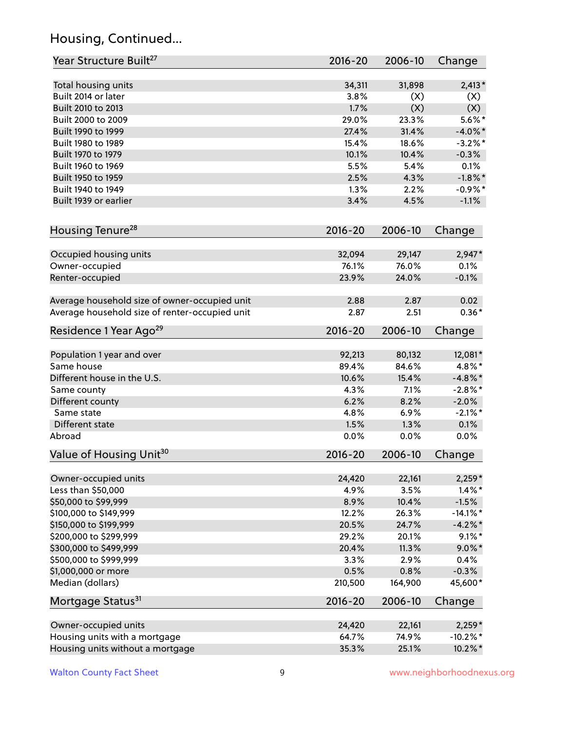## Housing, Continued...

| Year Structure Built[27] | 2016-20 | 2006-10 | Change |
| --- | --- | --- | --- |
| Total housing units | 34,311 | 31,898 | 2,413* |
| Built 2014 or later | 3.8% | (X) | (X) |
| Built 2010 to 2013 | 1.7% | (X) | (X) |
| Built 2000 to 2009 | 29.0% | 23.3% | 5.6%* |
| Built 1990 to 1999 | 27.4% | 31.4% | -4.0%* |
| Built 1980 to 1989 | 15.4% | 18.6% | -3.2%* |
| Built 1970 to 1979 | 10.1% | 10.4% | -0.3% |
| Built 1960 to 1969 | 5.5% | 5.4% | 0.1% |
| Built 1950 to 1959 | 2.5% | 4.3% | -1.8%* |
| Built 1940 to 1949 | 1.3% | 2.2% | -0.9%* |
| Built 1939 or earlier | 3.4% | 4.5% | -1.1% |

| Housing Tenure[28] | 2016-20 | 2006-10 | Change |
| --- | --- | --- | --- |
| Occupied housing units | 32,094 | 29,147 | 2,947* |
| Owner-occupied | 76.1% | 76.0% | 0.1% |
| Renter-occupied | 23.9% | 24.0% | -0.1% |
| Average household size of owner-occupied unit | 2.88 | 2.87 | 0.02 |
| Average household size of renter-occupied unit | 2.87 | 2.51 | 0.36* |

| Residence 1 Year Ago[29] | 2016-20 | 2006-10 | Change |
| --- | --- | --- | --- |
| Population 1 year and over | 92,213 | 80,132 | 12,081* |
| Same house | 89.4% | 84.6% | 4.8%* |
| Different house in the U.S. | 10.6% | 15.4% | -4.8%* |
| Same county | 4.3% | 7.1% | -2.8%* |
| Different county | 6.2% | 8.2% | -2.0% |
| Same state | 4.8% | 6.9% | -2.1%* |
| Different state | 1.5% | 1.3% | 0.1% |
| Abroad | 0.0% | 0.0% | 0.0% |

| Value of Housing Unit[30] | 2016-20 | 2006-10 | Change |
| --- | --- | --- | --- |
| Owner-occupied units | 24,420 | 22,161 | 2,259* |
| Less than $50,000 | 4.9% | 3.5% | 1.4%* |
| $50,000 to $99,999 | 8.9% | 10.4% | -1.5% |
| $100,000 to $149,999 | 12.2% | 26.3% | -14.1%* |
| $150,000 to $199,999 | 20.5% | 24.7% | -4.2%* |
| $200,000 to $299,999 | 29.2% | 20.1% | 9.1%* |
| $300,000 to $499,999 | 20.4% | 11.3% | 9.0%* |
| $500,000 to $999,999 | 3.3% | 2.9% | 0.4% |
| $1,000,000 or more | 0.5% | 0.8% | -0.3% |
| Median (dollars) | 210,500 | 164,900 | 45,600* |

| Mortgage Status[31] | 2016-20 | 2006-10 | Change |
| --- | --- | --- | --- |
| Owner-occupied units | 24,420 | 22,161 | 2,259* |
| Housing units with a mortgage | 64.7% | 74.9% | -10.2%* |
| Housing units without a mortgage | 35.3% | 25.1% | 10.2%* |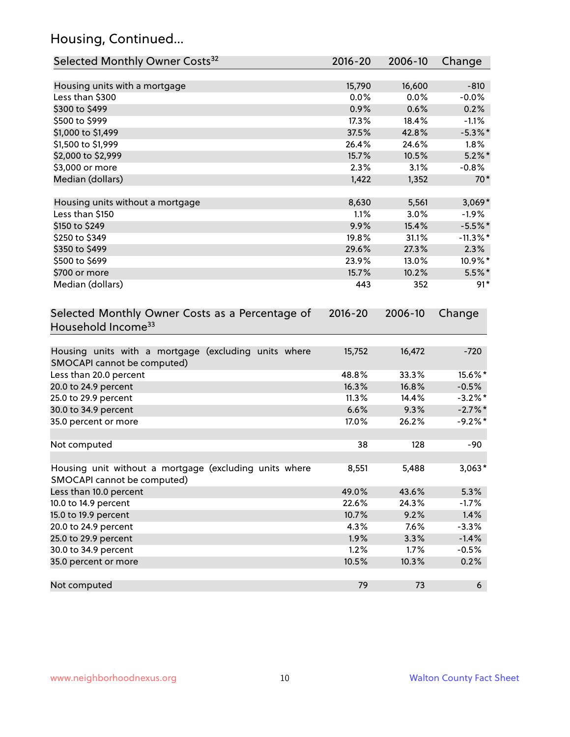## Housing, Continued...

| Selected Monthly Owner Costs[32] | 2016-20 | 2006-10 | Change |
|---|---|---|---|
| Housing units with a mortgage | 15,790 | 16,600 | -810 |
| Less than $300 | 0.0% | 0.0% | -0.0% |
| $300 to $499 | 0.9% | 0.6% | 0.2% |
| $500 to $999 | 17.3% | 18.4% | -1.1% |
| $1,000 to $1,499 | 37.5% | 42.8% | -5.3%* |
| $1,500 to $1,999 | 26.4% | 24.6% | 1.8% |
| $2,000 to $2,999 | 15.7% | 10.5% | 5.2%* |
| $3,000 or more | 2.3% | 3.1% | -0.8% |
| Median (dollars) | 1,422 | 1,352 | 70* |
| | | | |
| Housing units without a mortgage | 8,630 | 5,561 | 3,069* |
| Less than $150 | 1.1% | 3.0% | -1.9% |
| $150 to $249 | 9.9% | 15.4% | -5.5%* |
| $250 to $349 | 19.8% | 31.1% | -11.3%* |
| $350 to $499 | 29.6% | 27.3% | 2.3% |
| $500 to $699 | 23.9% | 13.0% | 10.9%* |
| $700 or more | 15.7% | 10.2% | 5.5%* |
| Median (dollars) | 443 | 352 | 91* |

| Selected Monthly Owner Costs as a Percentage of Household Income[33] | 2016-20 | 2006-10 | Change |
|---|---|---|---|
| Housing units with a mortgage (excluding units where SMOCAPI cannot be computed) | 15,752 | 16,472 | -720 |
| Less than 20.0 percent | 48.8% | 33.3% | 15.6%* |
| 20.0 to 24.9 percent | 16.3% | 16.8% | -0.5% |
| 25.0 to 29.9 percent | 11.3% | 14.4% | -3.2%* |
| 30.0 to 34.9 percent | 6.6% | 9.3% | -2.7%* |
| 35.0 percent or more | 17.0% | 26.2% | -9.2%* |
| | | | |
| Not computed | 38 | 128 | -90 |
| | | | |
| Housing unit without a mortgage (excluding units where SMOCAPI cannot be computed) | 8,551 | 5,488 | 3,063* |
| Less than 10.0 percent | 49.0% | 43.6% | 5.3% |
| 10.0 to 14.9 percent | 22.6% | 24.3% | -1.7% |
| 15.0 to 19.9 percent | 10.7% | 9.2% | 1.4% |
| 20.0 to 24.9 percent | 4.3% | 7.6% | -3.3% |
| 25.0 to 29.9 percent | 1.9% | 3.3% | -1.4% |
| 30.0 to 34.9 percent | 1.2% | 1.7% | -0.5% |
| 35.0 percent or more | 10.5% | 10.3% | 0.2% |
| | | | |
| Not computed | 79 | 73 | 6 |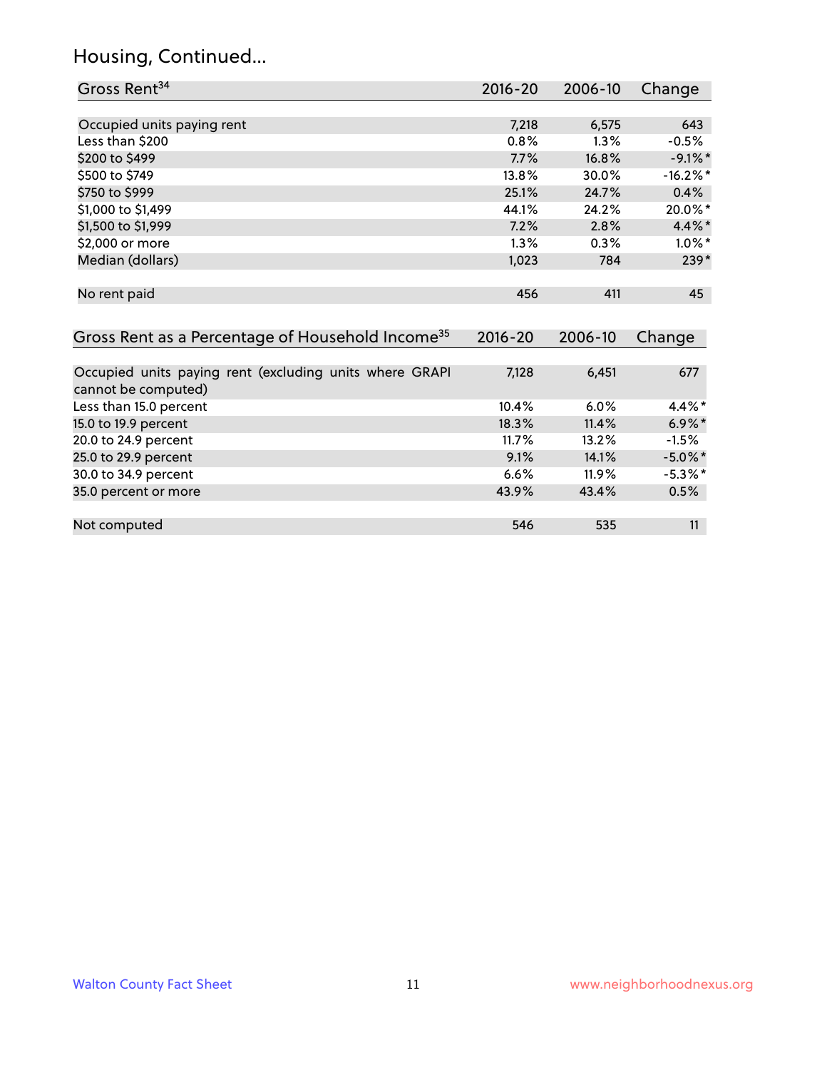## Housing, Continued...

| Gross Rent[34] | 2016-20 | 2006-10 | Change |
|---|---|---|---|
| | | | |
| Occupied units paying rent | 7,218 | 6,575 | 643 |
| Less than $200 | 0.8% | 1.3% | -0.5% |
| $200 to $499 | 7.7% | 16.8% | -9.1%* |
| $500 to $749 | 13.8% | 30.0% | -16.2%* |
| $750 to $999 | 25.1% | 24.7% | 0.4% |
| $1,000 to $1,499 | 44.1% | 24.2% | 20.0%* |
| $1,500 to $1,999 | 7.2% | 2.8% | 4.4%* |
| $2,000 or more | 1.3% | 0.3% | 1.0%* |
| Median (dollars) | 1,023 | 784 | 239* |
| | | | |
| No rent paid | 456 | 411 | 45 |

| Gross Rent as a Percentage of Household Income[35] | 2016-20 | 2006-10 | Change |
|---|---|---|---|
| | | | |
| Occupied units paying rent (excluding units where GRAPI cannot be computed) | 7,128 | 6,451 | 677 |
| Less than 15.0 percent | 10.4% | 6.0% | 4.4%* |
| 15.0 to 19.9 percent | 18.3% | 11.4% | 6.9%* |
| 20.0 to 24.9 percent | 11.7% | 13.2% | -1.5% |
| 25.0 to 29.9 percent | 9.1% | 14.1% | -5.0%* |
| 30.0 to 34.9 percent | 6.6% | 11.9% | -5.3%* |
| 35.0 percent or more | 43.9% | 43.4% | 0.5% |
| | | | |
| Not computed | 546 | 535 | 11 |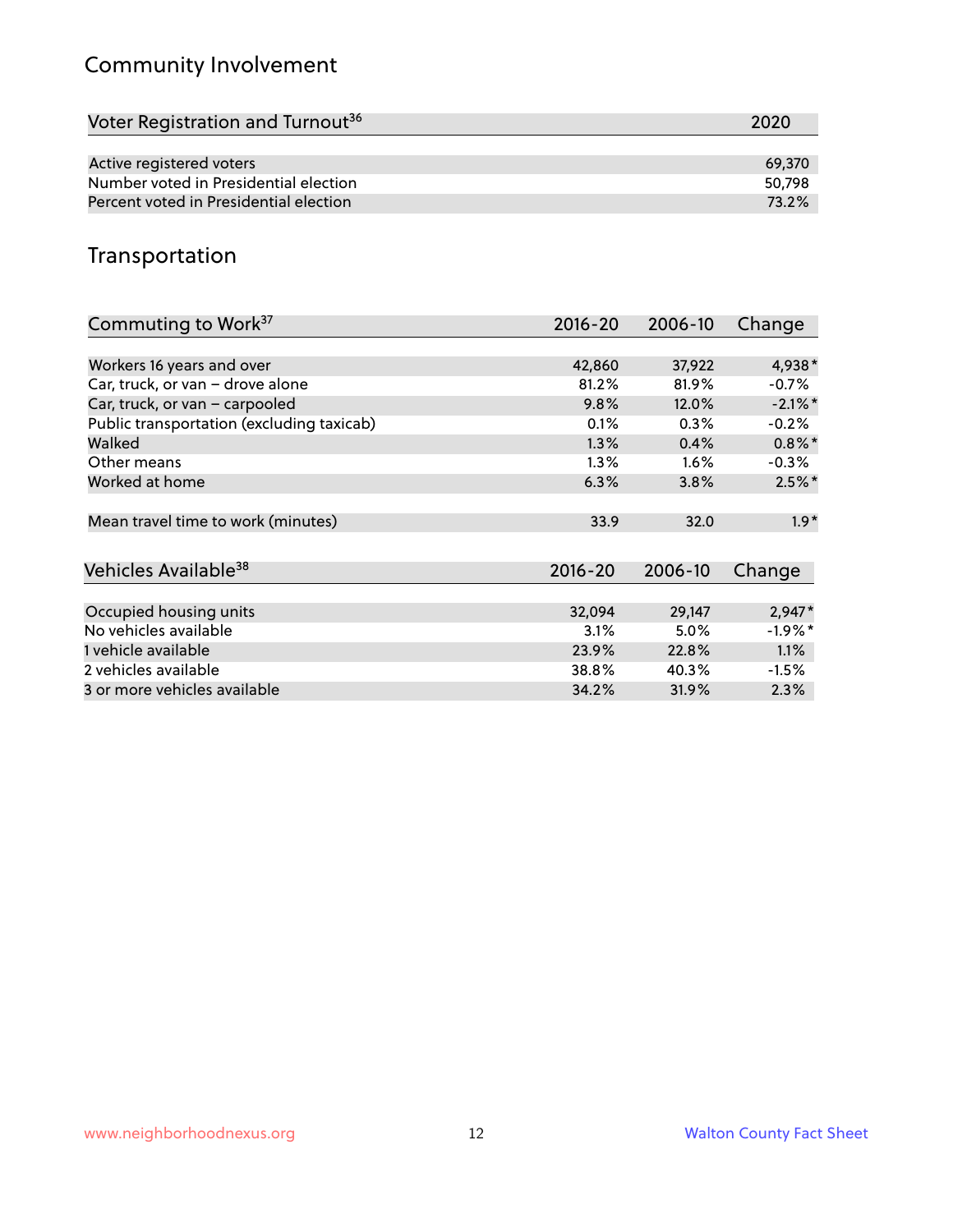## Community Involvement

| Voter Registration and Turnout[36] | 2020 |
|---|---|
| Active registered voters | 69,370 |
| Number voted in Presidential election | 50,798 |
| Percent voted in Presidential election | 73.2% |

## Transportation

| Commuting to Work[37] | 2016-20 | 2006-10 | Change |
|---|---|---|---|
| Workers 16 years and over | 42,860 | 37,922 | 4,938* |
| Car, truck, or van – drove alone | 81.2% | 81.9% | -0.7% |
| Car, truck, or van – carpooled | 9.8% | 12.0% | -2.1%* |
| Public transportation (excluding taxicab) | 0.1% | 0.3% | -0.2% |
| Walked | 1.3% | 0.4% | 0.8%* |
| Other means | 1.3% | 1.6% | -0.3% |
| Worked at home | 6.3% | 3.8% | 2.5%* |
| Mean travel time to work (minutes) | 33.9 | 32.0 | 1.9* |

| Vehicles Available[38] | 2016-20 | 2006-10 | Change |
|---|---|---|---|
| Occupied housing units | 32,094 | 29,147 | 2,947* |
| No vehicles available | 3.1% | 5.0% | -1.9%* |
| 1 vehicle available | 23.9% | 22.8% | 1.1% |
| 2 vehicles available | 38.8% | 40.3% | -1.5% |
| 3 or more vehicles available | 34.2% | 31.9% | 2.3% |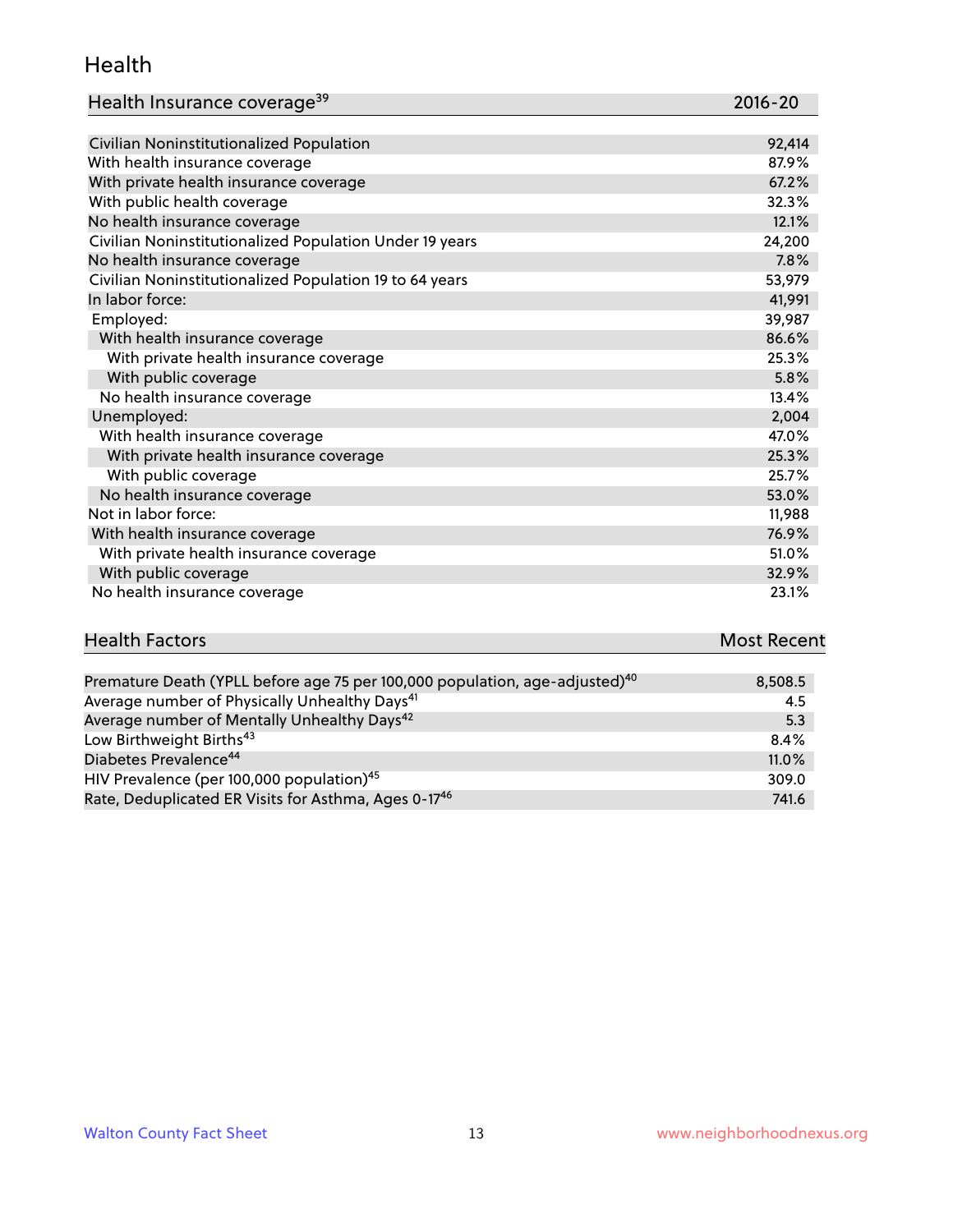## Health

| Health Insurance coverage[39] | 2016-20 |
| --- | --- |
| Civilian Noninstitutionalized Population | 92,414 |
| With health insurance coverage | 87.9% |
| With private health insurance coverage | 67.2% |
| With public health coverage | 32.3% |
| No health insurance coverage | 12.1% |
| Civilian Noninstitutionalized Population Under 19 years | 24,200 |
| No health insurance coverage | 7.8% |
| Civilian Noninstitutionalized Population 19 to 64 years | 53,979 |
| In labor force: | 41,991 |
| Employed: | 39,987 |
| With health insurance coverage | 86.6% |
| With private health insurance coverage | 25.3% |
| With public coverage | 5.8% |
| No health insurance coverage | 13.4% |
| Unemployed: | 2,004 |
| With health insurance coverage | 47.0% |
| With private health insurance coverage | 25.3% |
| With public coverage | 25.7% |
| No health insurance coverage | 53.0% |
| Not in labor force: | 11,988 |
| With health insurance coverage | 76.9% |
| With private health insurance coverage | 51.0% |
| With public coverage | 32.9% |
| No health insurance coverage | 23.1% |

| Health Factors | Most Recent |
| --- | --- |
| Premature Death (YPLL before age 75 per 100,000 population, age-adjusted)[40] | 8,508.5 |
| Average number of Physically Unhealthy Days[41] | 4.5 |
| Average number of Mentally Unhealthy Days[42] | 5.3 |
| Low Birthweight Births[43] | 8.4% |
| Diabetes Prevalence[44] | 11.0% |
| HIV Prevalence (per 100,000 population)[45] | 309.0 |
| Rate, Deduplicated ER Visits for Asthma, Ages 0-17[46] | 741.6 |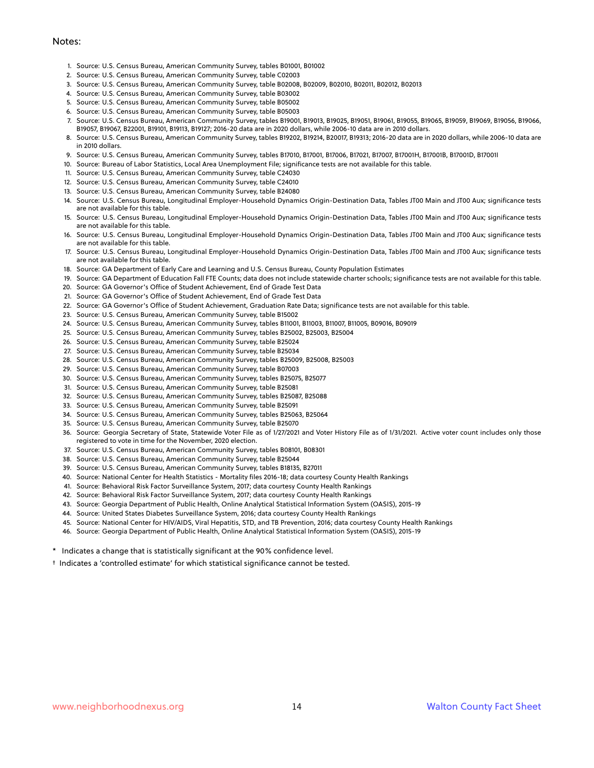Notes:

1. Source: U.S. Census Bureau, American Community Survey, tables B01001, B01002
2. Source: U.S. Census Bureau, American Community Survey, table C02003
3. Source: U.S. Census Bureau, American Community Survey, table B02008, B02009, B02010, B02011, B02012, B02013
4. Source: U.S. Census Bureau, American Community Survey, table B03002
5. Source: U.S. Census Bureau, American Community Survey, table B05002
6. Source: U.S. Census Bureau, American Community Survey, table B05003
7. Source: U.S. Census Bureau, American Community Survey, tables B19001, B19013, B19025, B19051, B19061, B19055, B19065, B19059, B19069, B19056, B19066, B19057, B19067, B22001, B19101, B19113, B19127; 2016-20 data are in 2020 dollars, while 2006-10 data are in 2010 dollars.
8. Source: U.S. Census Bureau, American Community Survey, tables B19202, B19214, B20017, B19313; 2016-20 data are in 2020 dollars, while 2006-10 data are in 2010 dollars.
9. Source: U.S. Census Bureau, American Community Survey, tables B17010, B17001, B17006, B17021, B17007, B17001H, B17001B, B17001D, B17001I
10. Source: Bureau of Labor Statistics, Local Area Unemployment File; significance tests are not available for this table.
11. Source: U.S. Census Bureau, American Community Survey, table C24030
12. Source: U.S. Census Bureau, American Community Survey, table C24010
13. Source: U.S. Census Bureau, American Community Survey, table B24080
14. Source: U.S. Census Bureau, Longitudinal Employer-Household Dynamics Origin-Destination Data, Tables JT00 Main and JT00 Aux; significance tests are not available for this table.
15. Source: U.S. Census Bureau, Longitudinal Employer-Household Dynamics Origin-Destination Data, Tables JT00 Main and JT00 Aux; significance tests are not available for this table.
16. Source: U.S. Census Bureau, Longitudinal Employer-Household Dynamics Origin-Destination Data, Tables JT00 Main and JT00 Aux; significance tests are not available for this table.
17. Source: U.S. Census Bureau, Longitudinal Employer-Household Dynamics Origin-Destination Data, Tables JT00 Main and JT00 Aux; significance tests are not available for this table.
18. Source: GA Department of Early Care and Learning and U.S. Census Bureau, County Population Estimates
19. Source: GA Department of Education Fall FTE Counts; data does not include statewide charter schools; significance tests are not available for this table.
20. Source: GA Governor's Office of Student Achievement, End of Grade Test Data
21. Source: GA Governor's Office of Student Achievement, End of Grade Test Data
22. Source: GA Governor's Office of Student Achievement, Graduation Rate Data; significance tests are not available for this table.
23. Source: U.S. Census Bureau, American Community Survey, table B15002
24. Source: U.S. Census Bureau, American Community Survey, tables B11001, B11003, B11007, B11005, B09016, B09019
25. Source: U.S. Census Bureau, American Community Survey, tables B25002, B25003, B25004
26. Source: U.S. Census Bureau, American Community Survey, table B25024
27. Source: U.S. Census Bureau, American Community Survey, table B25034
28. Source: U.S. Census Bureau, American Community Survey, tables B25009, B25008, B25003
29. Source: U.S. Census Bureau, American Community Survey, table B07003
30. Source: U.S. Census Bureau, American Community Survey, tables B25075, B25077
31. Source: U.S. Census Bureau, American Community Survey, table B25081
32. Source: U.S. Census Bureau, American Community Survey, tables B25087, B25088
33. Source: U.S. Census Bureau, American Community Survey, table B25091
34. Source: U.S. Census Bureau, American Community Survey, tables B25063, B25064
35. Source: U.S. Census Bureau, American Community Survey, table B25070
36. Source: Georgia Secretary of State, Statewide Voter File as of 1/27/2021 and Voter History File as of 1/31/2021. Active voter count includes only those registered to vote in time for the November, 2020 election.
37. Source: U.S. Census Bureau, American Community Survey, tables B08101, B08301
38. Source: U.S. Census Bureau, American Community Survey, table B25044
39. Source: U.S. Census Bureau, American Community Survey, tables B18135, B27011
40. Source: National Center for Health Statistics - Mortality files 2016-18; data courtesy County Health Rankings
41. Source: Behavioral Risk Factor Surveillance System, 2017; data courtesy County Health Rankings
42. Source: Behavioral Risk Factor Surveillance System, 2017; data courtesy County Health Rankings
43. Source: Georgia Department of Public Health, Online Analytical Statistical Information System (OASIS), 2015-19
44. Source: United States Diabetes Surveillance System, 2016; data courtesy County Health Rankings
45. Source: National Center for HIV/AIDS, Viral Hepatitis, STD, and TB Prevention, 2016; data courtesy County Health Rankings
46. Source: Georgia Department of Public Health, Online Analytical Statistical Information System (OASIS), 2015-19

\* Indicates a change that is statistically significant at the 90% confidence level.

† Indicates a 'controlled estimate' for which statistical significance cannot be tested.